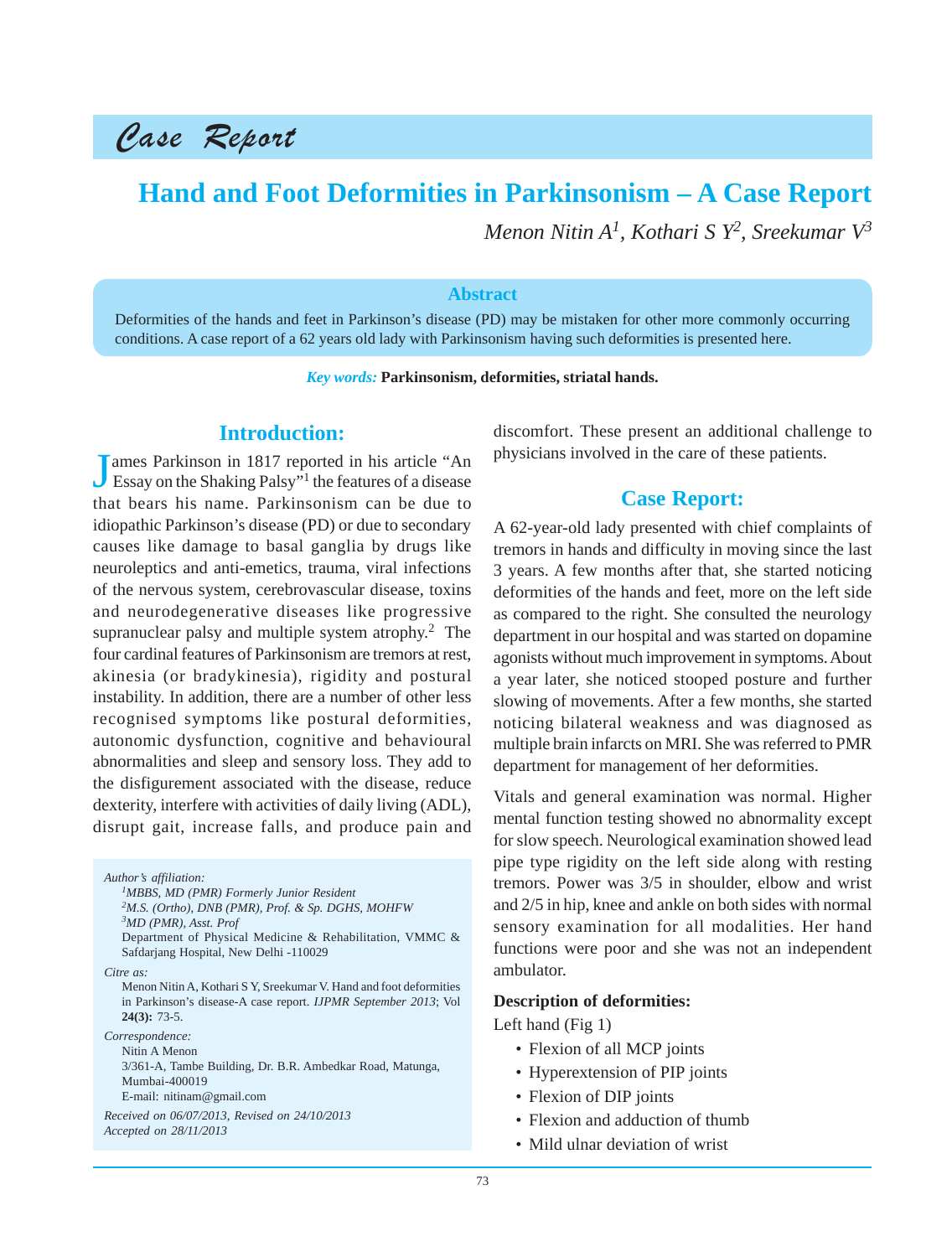*Case Report*

# Hand and Foot Deformities in Parkinsonism – A Case Report

*Menon Nitin A[1], Kothari S Y[2], Sreekumar V[3]*

## Abstract

Deformities of the hands and feet in Parkinson's disease (PD) may be mistaken for other more commonly occurring conditions. A case report of a 62 years old lady with Parkinsonism having such deformities is presented here.

*Key words:* **Parkinsonism, deformities, striatal hands.**

## Introduction:

James Parkinson in 1817 reported in his article "An Essay on the Shaking Palsy"[1] the features of a disease that bears his name. Parkinsonism can be due to idiopathic Parkinson's disease (PD) or due to secondary causes like damage to basal ganglia by drugs like neuroleptics and anti-emetics, trauma, viral infections of the nervous system, cerebrovascular disease, toxins and neurodegenerative diseases like progressive supranuclear palsy and multiple system atrophy.[2] The four cardinal features of Parkinsonism are tremors at rest, akinesia (or bradykinesia), rigidity and postural instability. In addition, there are a number of other less recognised symptoms like postural deformities, autonomic dysfunction, cognitive and behavioural abnormalities and sleep and sensory loss. They add to the disfigurement associated with the disease, reduce dexterity, interfere with activities of daily living (ADL), disrupt gait, increase falls, and produce pain and discomfort. These present an additional challenge to physicians involved in the care of these patients.

*Author's affiliation:*
[1]*MBBS, MD (PMR) Formerly Junior Resident*
[2]*M.S. (Ortho), DNB (PMR), Prof. & Sp. DGHS, MOHFW*
[3]*MD (PMR), Asst. Prof*
Department of Physical Medicine & Rehabilitation, VMMC & Safdarjang Hospital, New Delhi -110029

*Citre as:*
Menon Nitin A, Kothari S Y, Sreekumar V. Hand and foot deformities in Parkinson's disease-A case report. *IJPMR September 2013*; Vol **24(3):** 73-5.

*Correspondence:*
Nitin A Menon
3/361-A, Tambe Building, Dr. B.R. Ambedkar Road, Matunga, Mumbai-400019
E-mail: nitinam@gmail.com

*Received on 06/07/2013, Revised on 24/10/2013*
*Accepted on 28/11/2013*

## Case Report:

A 62-year-old lady presented with chief complaints of tremors in hands and difficulty in moving since the last 3 years. A few months after that, she started noticing deformities of the hands and feet, more on the left side as compared to the right. She consulted the neurology department in our hospital and was started on dopamine agonists without much improvement in symptoms. About a year later, she noticed stooped posture and further slowing of movements. After a few months, she started noticing bilateral weakness and was diagnosed as multiple brain infarcts on MRI. She was referred to PMR department for management of her deformities.

Vitals and general examination was normal. Higher mental function testing showed no abnormality except for slow speech. Neurological examination showed lead pipe type rigidity on the left side along with resting tremors. Power was 3/5 in shoulder, elbow and wrist and 2/5 in hip, knee and ankle on both sides with normal sensory examination for all modalities. Her hand functions were poor and she was not an independent ambulator.

**Description of deformities:**

Left hand (Fig 1)

- Flexion of all MCP joints
- Hyperextension of PIP joints
- Flexion of DIP joints
- Flexion and adduction of thumb
- Mild ulnar deviation of wrist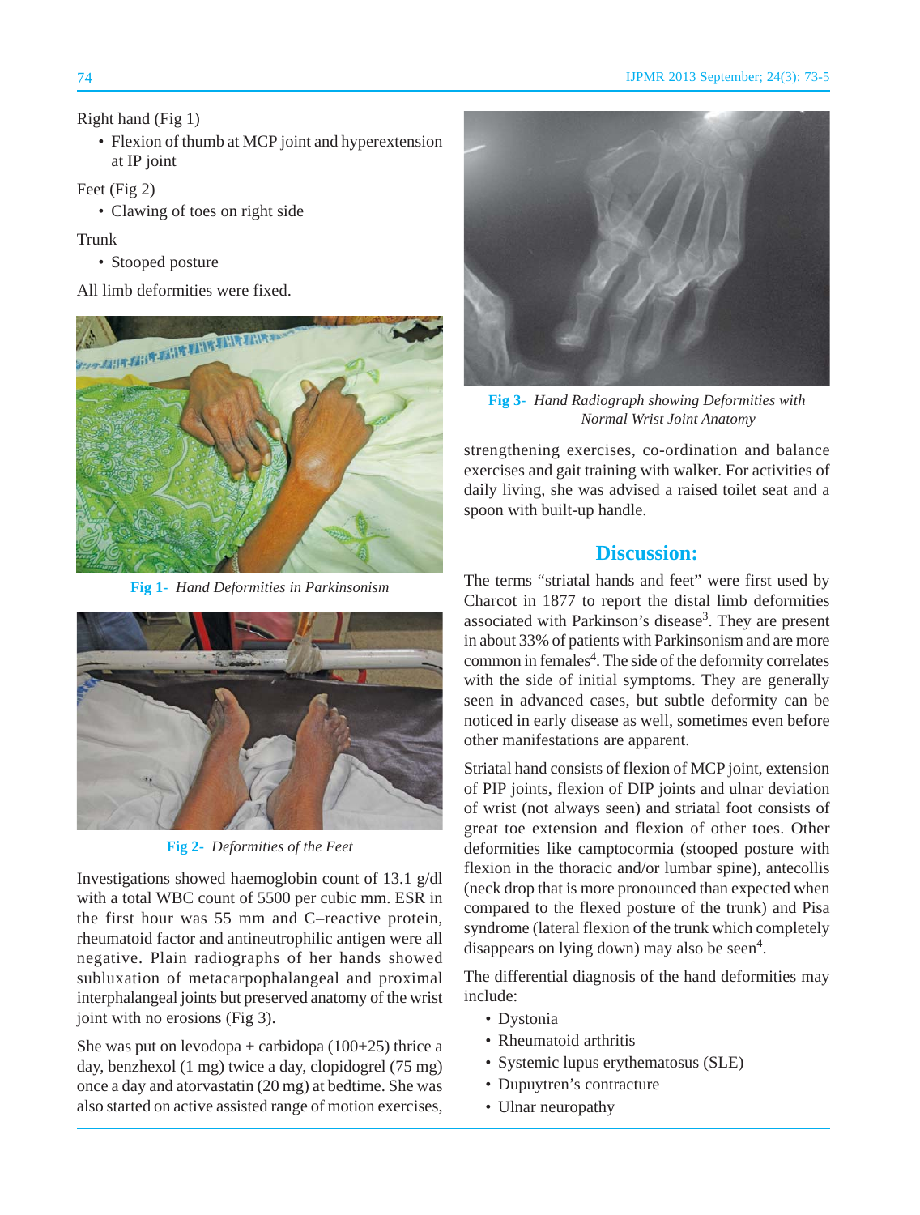Right hand (Fig 1)

- Flexion of thumb at MCP joint and hyperextension at IP joint

Feet (Fig 2)

- Clawing of toes on right side

Trunk

- Stooped posture

All limb deformities were fixed.

**Fig 1-** *Hand Deformities in Parkinsonism*

**Fig 2-** *Deformities of the Feet*

Investigations showed haemoglobin count of 13.1 g/dl with a total WBC count of 5500 per cubic mm. ESR in the first hour was 55 mm and C–reactive protein, rheumatoid factor and antineutrophilic antigen were all negative. Plain radiographs of her hands showed subluxation of metacarpophalangeal and proximal interphalangeal joints but preserved anatomy of the wrist joint with no erosions (Fig 3).

She was put on levodopa + carbidopa (100+25) thrice a day, benzhexol (1 mg) twice a day, clopidogrel (75 mg) once a day and atorvastatin (20 mg) at bedtime. She was also started on active assisted range of motion exercises, strengthening exercises, co-ordination and balance exercises and gait training with walker. For activities of daily living, she was advised a raised toilet seat and a spoon with built-up handle.

**Fig 3-** *Hand Radiograph showing Deformities with Normal Wrist Joint Anatomy*

## Discussion:

The terms "striatal hands and feet" were first used by Charcot in 1877 to report the distal limb deformities associated with Parkinson's disease[3]. They are present in about 33% of patients with Parkinsonism and are more common in females[4]. The side of the deformity correlates with the side of initial symptoms. They are generally seen in advanced cases, but subtle deformity can be noticed in early disease as well, sometimes even before other manifestations are apparent.

Striatal hand consists of flexion of MCP joint, extension of PIP joints, flexion of DIP joints and ulnar deviation of wrist (not always seen) and striatal foot consists of great toe extension and flexion of other toes. Other deformities like camptocormia (stooped posture with flexion in the thoracic and/or lumbar spine), antecollis (neck drop that is more pronounced than expected when compared to the flexed posture of the trunk) and Pisa syndrome (lateral flexion of the trunk which completely disappears on lying down) may also be seen[4].

The differential diagnosis of the hand deformities may include:

- Dystonia
- Rheumatoid arthritis
- Systemic lupus erythematosus (SLE)
- Dupuytren's contracture
- Ulnar neuropathy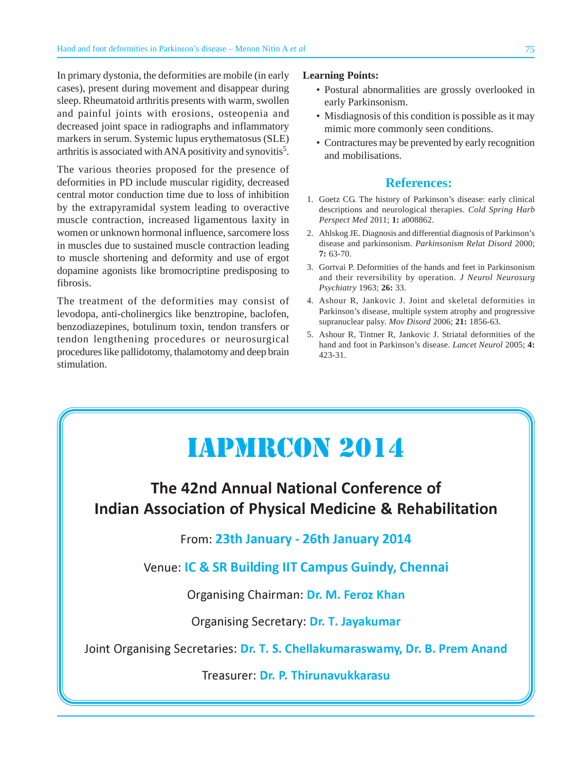In primary dystonia, the deformities are mobile (in early cases), present during movement and disappear during sleep. Rheumatoid arthritis presents with warm, swollen and painful joints with erosions, osteopenia and decreased joint space in radiographs and inflammatory markers in serum. Systemic lupus erythematosus (SLE) arthritis is associated with ANA positivity and synovitis[5].

The various theories proposed for the presence of deformities in PD include muscular rigidity, decreased central motor conduction time due to loss of inhibition by the extrapyramidal system leading to overactive muscle contraction, increased ligamentous laxity in women or unknown hormonal influence, sarcomere loss in muscles due to sustained muscle contraction leading to muscle shortening and deformity and use of ergot dopamine agonists like bromocriptine predisposing to fibrosis.

The treatment of the deformities may consist of levodopa, anti-cholinergics like benztropine, baclofen, benzodiazepines, botulinum toxin, tendon transfers or tendon lengthening procedures or neurosurgical procedures like pallidotomy, thalamotomy and deep brain stimulation.

**Learning Points:**

- Postural abnormalities are grossly overlooked in early Parkinsonism.
- Misdiagnosis of this condition is possible as it may mimic more commonly seen conditions.
- Contractures may be prevented by early recognition and mobilisations.

## References:

1. Goetz CG. The history of Parkinson's disease: early clinical descriptions and neurological therapies. *Cold Spring Harb Perspect Med* 2011; **1:** a008862.
2. Ahlskog JE. Diagnosis and differential diagnosis of Parkinson's disease and parkinsonism. *Parkinsonism Relat Disord* 2000; **7:** 63-70.
3. Gortvai P. Deformities of the hands and feet in Parkinsonism and their reversibility by operation. *J Neurol Neurosurg Psychiatry* 1963; **26:** 33.
4. Ashour R, Jankovic J. Joint and skeletal deformities in Parkinson's disease, multiple system atrophy and progressive supranuclear palsy. *Mov Disord* 2006; **21:** 1856-63.
5. Ashour R, Tintner R, Jankovic J. Striatal deformities of the hand and foot in Parkinson's disease. *Lancet Neurol* 2005; **4:** 423-31.

# IAPMRCON 2014

## The 42nd Annual National Conference of Indian Association of Physical Medicine & Rehabilitation

From: **23th January - 26th January 2014**

Venue: **IC & SR Building IIT Campus Guindy, Chennai**

Organising Chairman: **Dr. M. Feroz Khan**

Organising Secretary: **Dr. T. Jayakumar**

Joint Organising Secretaries: **Dr. T. S. Chellakumaraswamy, Dr. B. Prem Anand**

Treasurer: **Dr. P. Thirunavukkarasu**